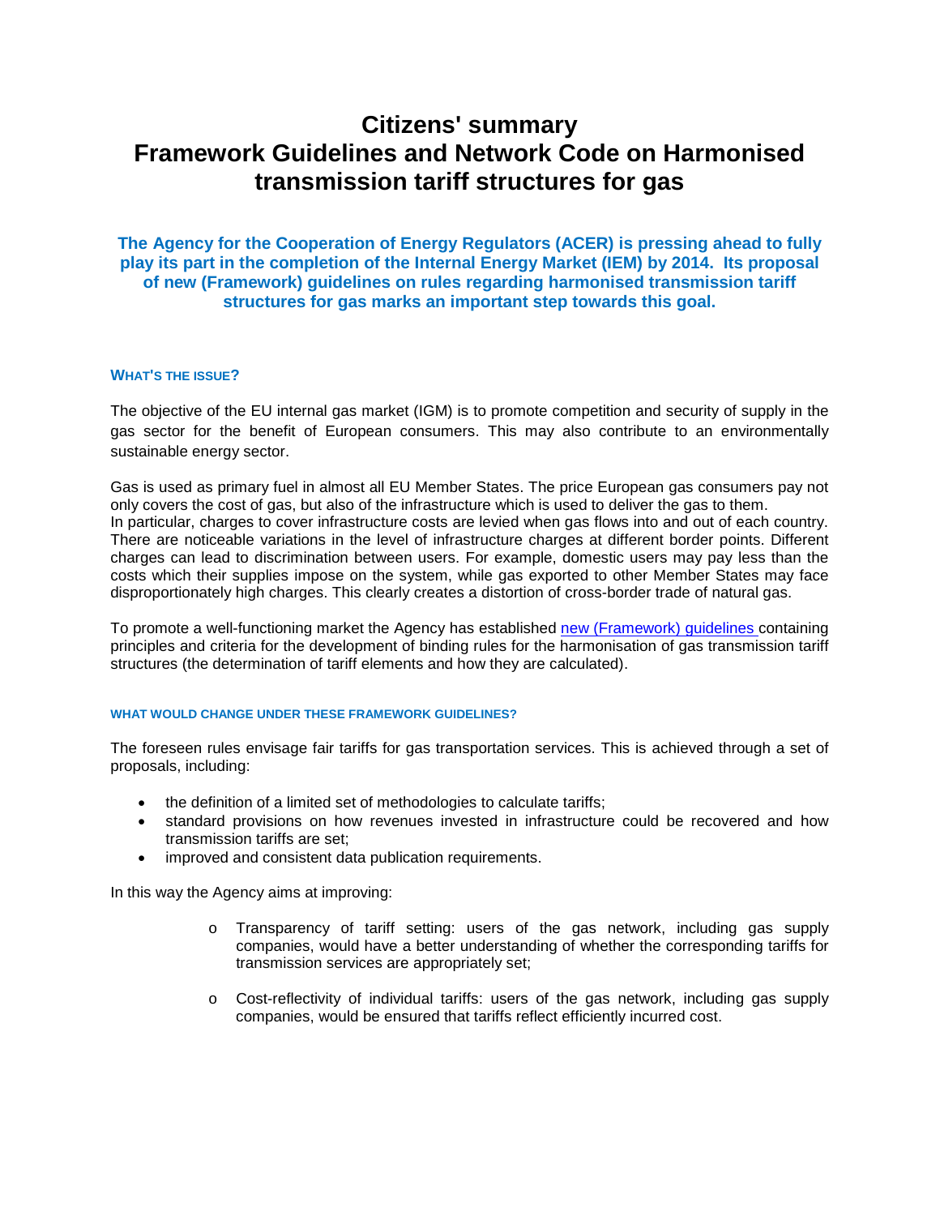# Citizens' summary
# Framework Guidelines and Network Code on Harmonised transmission tariff structures for gas

**The Agency for the Cooperation of Energy Regulators (ACER) is pressing ahead to fully play its part in the completion of the Internal Energy Market (IEM) by 2014. Its proposal of new (Framework) guidelines on rules regarding harmonised transmission tariff structures for gas marks an important step towards this goal.**

### WHAT'S THE ISSUE?

The objective of the EU internal gas market (IGM) is to promote competition and security of supply in the gas sector for the benefit of European consumers. This may also contribute to an environmentally sustainable energy sector.

Gas is used as primary fuel in almost all EU Member States. The price European gas consumers pay not only covers the cost of gas, but also of the infrastructure which is used to deliver the gas to them.
In particular, charges to cover infrastructure costs are levied when gas flows into and out of each country. There are noticeable variations in the level of infrastructure charges at different border points. Different charges can lead to discrimination between users. For example, domestic users may pay less than the costs which their supplies impose on the system, while gas exported to other Member States may face disproportionately high charges. This clearly creates a distortion of cross-border trade of natural gas.

To promote a well-functioning market the Agency has established new (Framework) guidelines containing principles and criteria for the development of binding rules for the harmonisation of gas transmission tariff structures (the determination of tariff elements and how they are calculated).

### WHAT WOULD CHANGE UNDER THESE FRAMEWORK GUIDELINES?

The foreseen rules envisage fair tariffs for gas transportation services. This is achieved through a set of proposals, including:

- the definition of a limited set of methodologies to calculate tariffs;
- standard provisions on how revenues invested in infrastructure could be recovered and how transmission tariffs are set;
- improved and consistent data publication requirements.

In this way the Agency aims at improving:

- Transparency of tariff setting: users of the gas network, including gas supply companies, would have a better understanding of whether the corresponding tariffs for transmission services are appropriately set;

- Cost-reflectivity of individual tariffs: users of the gas network, including gas supply companies, would be ensured that tariffs reflect efficiently incurred cost.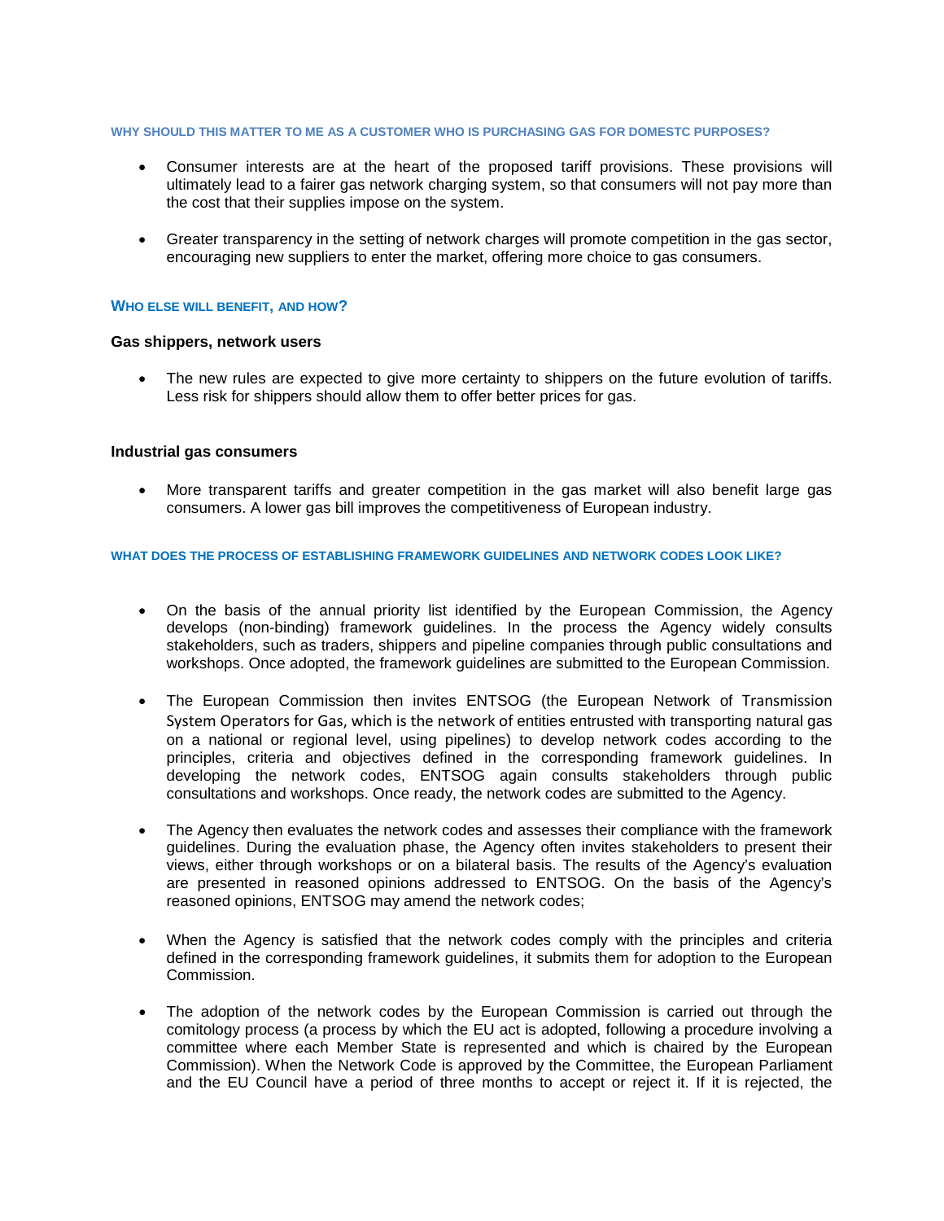### WHY SHOULD THIS MATTER TO ME AS A CUSTOMER WHO IS PURCHASING GAS FOR DOMESTC PURPOSES?

- Consumer interests are at the heart of the proposed tariff provisions. These provisions will ultimately lead to a fairer gas network charging system, so that consumers will not pay more than the cost that their supplies impose on the system.
- Greater transparency in the setting of network charges will promote competition in the gas sector, encouraging new suppliers to enter the market, offering more choice to gas consumers.

### WHO ELSE WILL BENEFIT, AND HOW?

**Gas shippers, network users**

- The new rules are expected to give more certainty to shippers on the future evolution of tariffs. Less risk for shippers should allow them to offer better prices for gas.

**Industrial gas consumers**

- More transparent tariffs and greater competition in the gas market will also benefit large gas consumers. A lower gas bill improves the competitiveness of European industry.

### WHAT DOES THE PROCESS OF ESTABLISHING FRAMEWORK GUIDELINES AND NETWORK CODES LOOK LIKE?

- On the basis of the annual priority list identified by the European Commission, the Agency develops (non-binding) framework guidelines. In the process the Agency widely consults stakeholders, such as traders, shippers and pipeline companies through public consultations and workshops. Once adopted, the framework guidelines are submitted to the European Commission.
- The European Commission then invites ENTSOG (the European Network of Transmission System Operators for Gas, which is the network of entities entrusted with transporting natural gas on a national or regional level, using pipelines) to develop network codes according to the principles, criteria and objectives defined in the corresponding framework guidelines. In developing the network codes, ENTSOG again consults stakeholders through public consultations and workshops. Once ready, the network codes are submitted to the Agency.
- The Agency then evaluates the network codes and assesses their compliance with the framework guidelines. During the evaluation phase, the Agency often invites stakeholders to present their views, either through workshops or on a bilateral basis. The results of the Agency's evaluation are presented in reasoned opinions addressed to ENTSOG. On the basis of the Agency's reasoned opinions, ENTSOG may amend the network codes;
- When the Agency is satisfied that the network codes comply with the principles and criteria defined in the corresponding framework guidelines, it submits them for adoption to the European Commission.
- The adoption of the network codes by the European Commission is carried out through the comitology process (a process by which the EU act is adopted, following a procedure involving a committee where each Member State is represented and which is chaired by the European Commission). When the Network Code is approved by the Committee, the European Parliament and the EU Council have a period of three months to accept or reject it. If it is rejected, the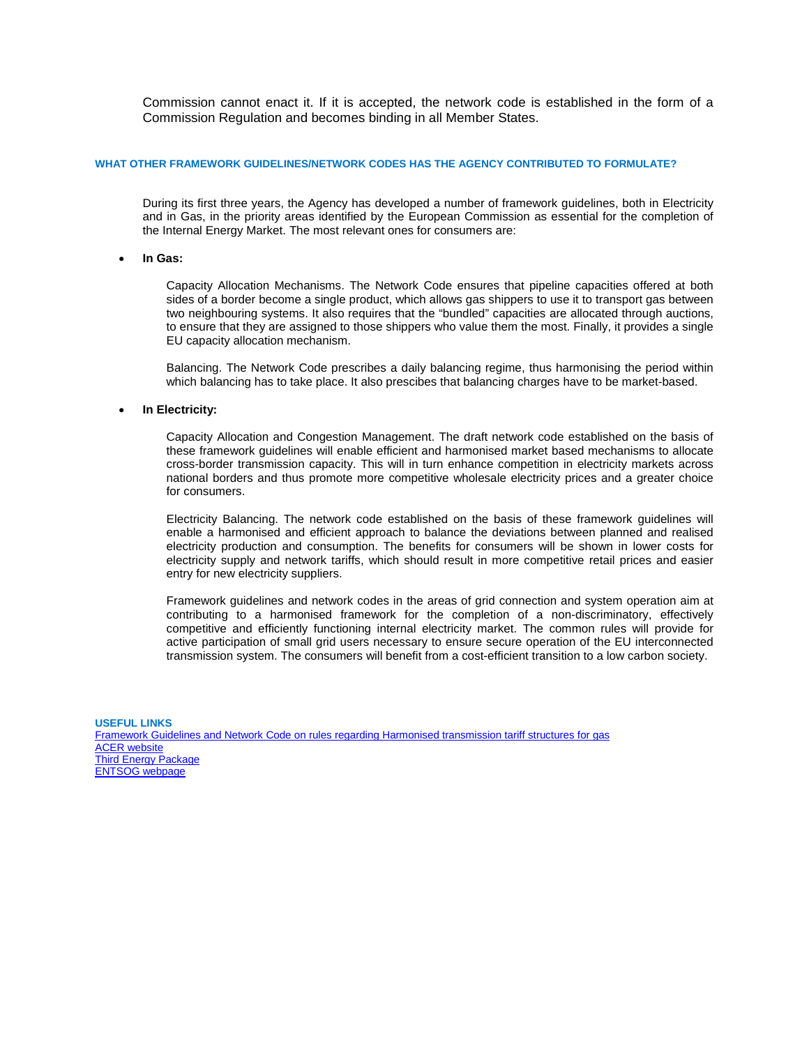Commission cannot enact it. If it is accepted, the network code is established in the form of a Commission Regulation and becomes binding in all Member States.

### WHAT OTHER FRAMEWORK GUIDELINES/NETWORK CODES HAS THE AGENCY CONTRIBUTED TO FORMULATE?

During its first three years, the Agency has developed a number of framework guidelines, both in Electricity and in Gas, in the priority areas identified by the European Commission as essential for the completion of the Internal Energy Market. The most relevant ones for consumers are:

- **In Gas:**

  Capacity Allocation Mechanisms. The Network Code ensures that pipeline capacities offered at both sides of a border become a single product, which allows gas shippers to use it to transport gas between two neighbouring systems. It also requires that the "bundled" capacities are allocated through auctions, to ensure that they are assigned to those shippers who value them the most. Finally, it provides a single EU capacity allocation mechanism.

  Balancing. The Network Code prescribes a daily balancing regime, thus harmonising the period within which balancing has to take place. It also prescibes that balancing charges have to be market-based.

- **In Electricity:**

  Capacity Allocation and Congestion Management. The draft network code established on the basis of these framework guidelines will enable efficient and harmonised market based mechanisms to allocate cross-border transmission capacity. This will in turn enhance competition in electricity markets across national borders and thus promote more competitive wholesale electricity prices and a greater choice for consumers.

  Electricity Balancing. The network code established on the basis of these framework guidelines will enable a harmonised and efficient approach to balance the deviations between planned and realised electricity production and consumption. The benefits for consumers will be shown in lower costs for electricity supply and network tariffs, which should result in more competitive retail prices and easier entry for new electricity suppliers.

  Framework guidelines and network codes in the areas of grid connection and system operation aim at contributing to a harmonised framework for the completion of a non-discriminatory, effectively competitive and efficiently functioning internal electricity market. The common rules will provide for active participation of small grid users necessary to ensure secure operation of the EU interconnected transmission system. The consumers will benefit from a cost-efficient transition to a low carbon society.

**USEFUL LINKS**

Framework Guidelines and Network Code on rules regarding Harmonised transmission tariff structures for gas
ACER website
Third Energy Package
ENTSOG webpage